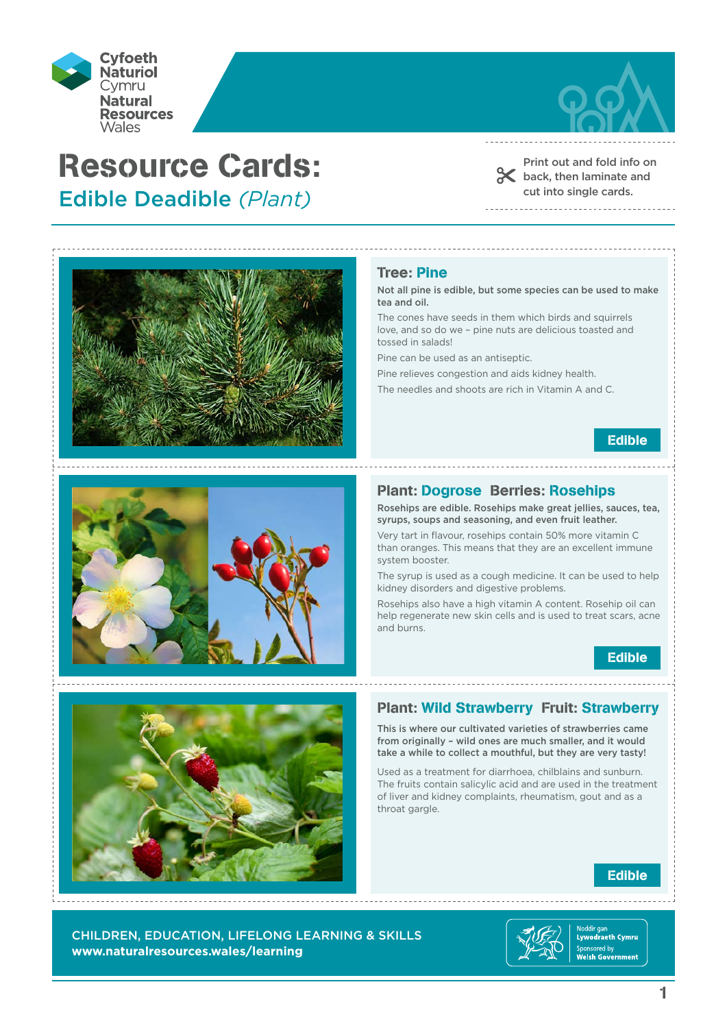Cyfoeth Naturiol Cymru
Natural Resources Wales

# Resource Cards:
## Edible Deadible *(Plant)*

Print out and fold info on back, then laminate and cut into single cards.

### Tree: Pine

**Not all pine is edible, but some species can be used to make tea and oil.**

The cones have seeds in them which birds and squirrels love, and so do we – pine nuts are delicious toasted and tossed in salads!

Pine can be used as an antiseptic.

Pine relieves congestion and aids kidney health.

The needles and shoots are rich in Vitamin A and C.

**Edible**

### Plant: Dogrose Berries: Rosehips

**Rosehips are edible. Rosehips make great jellies, sauces, tea, syrups, soups and seasoning, and even fruit leather.**

Very tart in flavour, rosehips contain 50% more vitamin C than oranges. This means that they are an excellent immune system booster.

The syrup is used as a cough medicine. It can be used to help kidney disorders and digestive problems.

Rosehips also have a high vitamin A content. Rosehip oil can help regenerate new skin cells and is used to treat scars, acne and burns.

**Edible**

### Plant: Wild Strawberry Fruit: Strawberry

**This is where our cultivated varieties of strawberries came from originally – wild ones are much smaller, and it would take a while to collect a mouthful, but they are very tasty!**

Used as a treatment for diarrhoea, chilblains and sunburn. The fruits contain salicylic acid and are used in the treatment of liver and kidney complaints, rheumatism, gout and as a throat gargle.

**Edible**

CHILDREN, EDUCATION, LIFELONG LEARNING & SKILLS
**www.naturalresources.wales/learning**

Noddir gan Lywodraeth Cymru
Sponsored by Welsh Government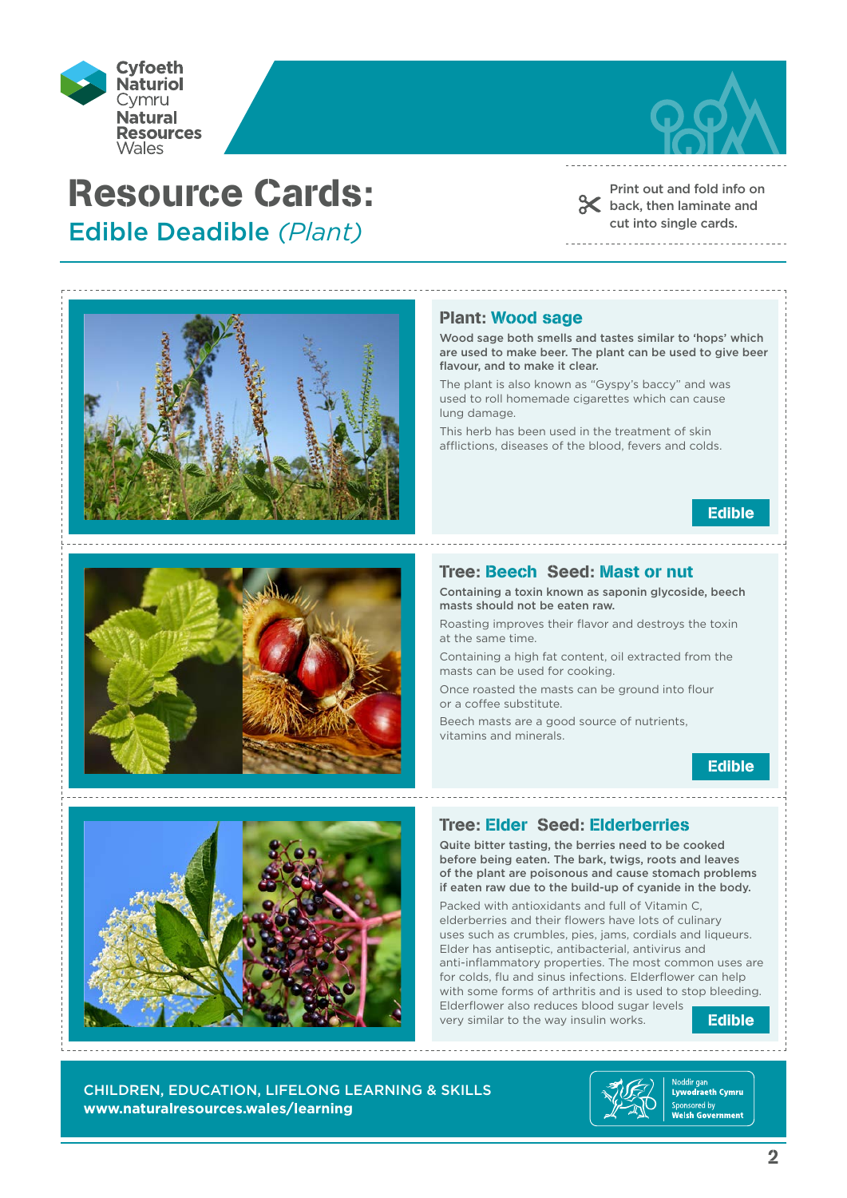Cyfoeth Naturiol Cymru
Natural Resources Wales

# Resource Cards:

## Edible Deadible *(Plant)*

Print out and fold info on back, then laminate and cut into single cards.

### Plant: Wood sage

**Wood sage both smells and tastes similar to 'hops' which are used to make beer. The plant can be used to give beer flavour, and to make it clear.**

The plant is also known as "Gyspy's baccy" and was used to roll homemade cigarettes which can cause lung damage.

This herb has been used in the treatment of skin afflictions, diseases of the blood, fevers and colds.

**Edible**

### Tree: Beech Seed: Mast or nut

**Containing a toxin known as saponin glycoside, beech masts should not be eaten raw.**

Roasting improves their flavor and destroys the toxin at the same time.

Containing a high fat content, oil extracted from the masts can be used for cooking.

Once roasted the masts can be ground into flour or a coffee substitute.

Beech masts are a good source of nutrients, vitamins and minerals.

**Edible**

### Tree: Elder Seed: Elderberries

**Quite bitter tasting, the berries need to be cooked before being eaten. The bark, twigs, roots and leaves of the plant are poisonous and cause stomach problems if eaten raw due to the build-up of cyanide in the body.**

Packed with antioxidants and full of Vitamin C, elderberries and their flowers have lots of culinary uses such as crumbles, pies, jams, cordials and liqueurs. Elder has antiseptic, antibacterial, antivirus and anti-inflammatory properties. The most common uses are for colds, flu and sinus infections. Elderflower can help with some forms of arthritis and is used to stop bleeding. Elderflower also reduces blood sugar levels very similar to the way insulin works.

**Edible**

CHILDREN, EDUCATION, LIFELONG LEARNING & SKILLS
**www.naturalresources.wales/learning**

Noddir gan Lywodraeth Cymru
Sponsored by Welsh Government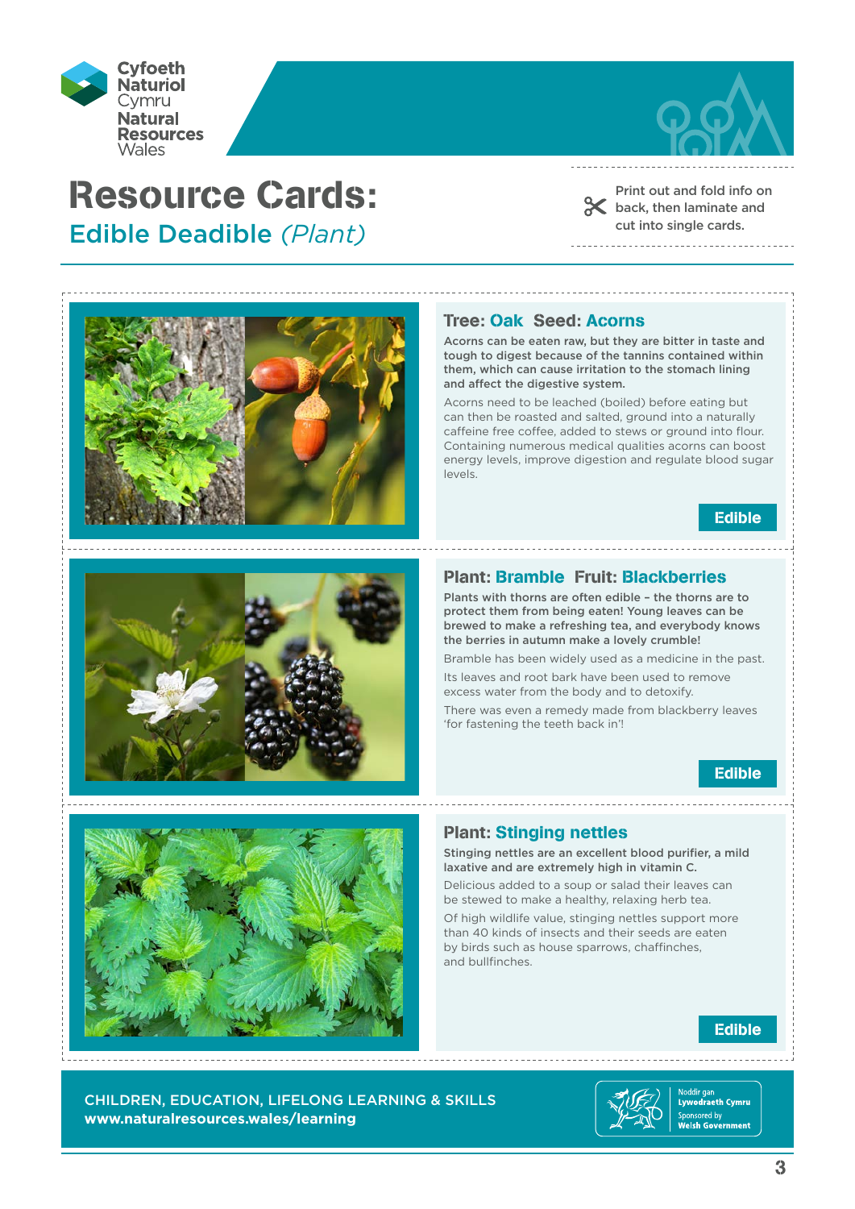Cyfoeth Naturiol Cymru
Natural Resources Wales

# Resource Cards:

## Edible Deadible *(Plant)*

Print out and fold info on back, then laminate and cut into single cards.

### Tree: Oak Seed: Acorns

**Acorns can be eaten raw, but they are bitter in taste and tough to digest because of the tannins contained within them, which can cause irritation to the stomach lining and affect the digestive system.**

Acorns need to be leached (boiled) before eating but can then be roasted and salted, ground into a naturally caffeine free coffee, added to stews or ground into flour. Containing numerous medical qualities acorns can boost energy levels, improve digestion and regulate blood sugar levels.

**Edible**

### Plant: Bramble Fruit: Blackberries

**Plants with thorns are often edible – the thorns are to protect them from being eaten! Young leaves can be brewed to make a refreshing tea, and everybody knows the berries in autumn make a lovely crumble!**

Bramble has been widely used as a medicine in the past.

Its leaves and root bark have been used to remove excess water from the body and to detoxify.

There was even a remedy made from blackberry leaves 'for fastening the teeth back in'!

**Edible**

### Plant: Stinging nettles

**Stinging nettles are an excellent blood purifier, a mild laxative and are extremely high in vitamin C.**

Delicious added to a soup or salad their leaves can be stewed to make a healthy, relaxing herb tea.

Of high wildlife value, stinging nettles support more than 40 kinds of insects and their seeds are eaten by birds such as house sparrows, chaffinches, and bullfinches.

**Edible**

CHILDREN, EDUCATION, LIFELONG LEARNING & SKILLS
**www.naturalresources.wales/learning**

Noddir gan Lywodraeth Cymru
Sponsored by Welsh Government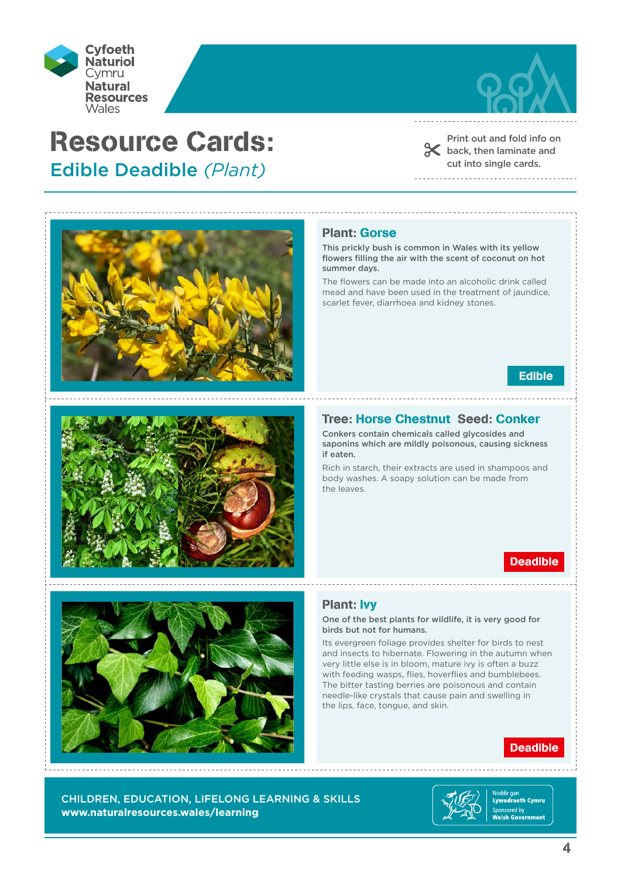Cyfoeth Naturiol Cymru
Natural Resources Wales

# Resource Cards:

## Edible Deadible *(Plant)*

Print out and fold info on back, then laminate and cut into single cards.

### Plant: Gorse

**This prickly bush is common in Wales with its yellow flowers filling the air with the scent of coconut on hot summer days.**

The flowers can be made into an alcoholic drink called mead and have been used in the treatment of jaundice, scarlet fever, diarrhoea and kidney stones.

**Edible**

### Tree: Horse Chestnut Seed: Conker

**Conkers contain chemicals called glycosides and saponins which are mildly poisonous, causing sickness if eaten.**

Rich in starch, their extracts are used in shampoos and body washes. A soapy solution can be made from the leaves.

**Deadible**

### Plant: Ivy

**One of the best plants for wildlife, it is very good for birds but not for humans.**

Its evergreen foliage provides shelter for birds to nest and insects to hibernate. Flowering in the autumn when very little else is in bloom, mature ivy is often a buzz with feeding wasps, flies, hoverflies and bumblebees. The bitter tasting berries are poisonous and contain needle-like crystals that cause pain and swelling in the lips, face, tongue, and skin.

**Deadible**

CHILDREN, EDUCATION, LIFELONG LEARNING & SKILLS
**www.naturalresources.wales/learning**

Noddir gan Lywodraeth Cymru
Sponsored by Welsh Government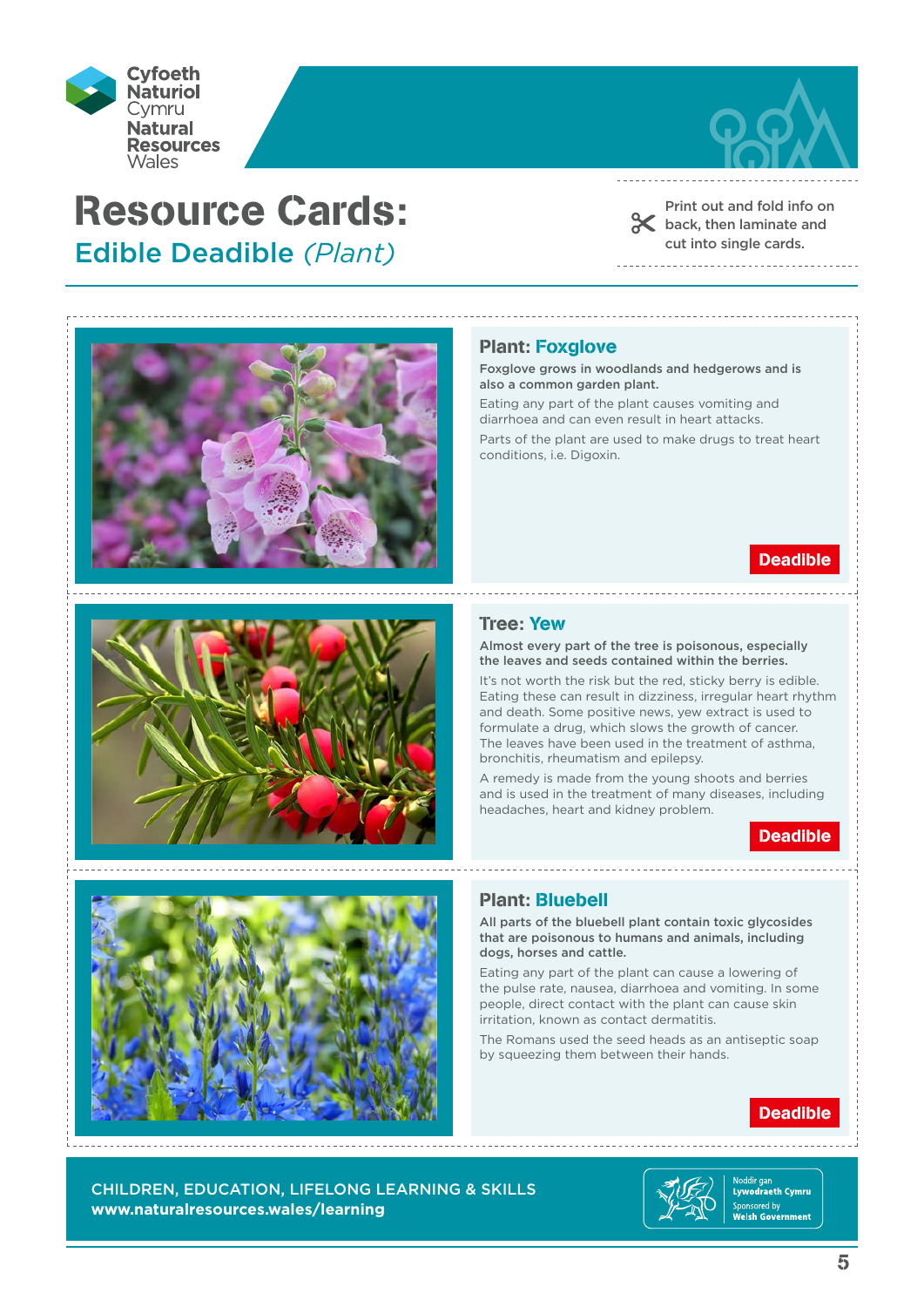Cyfoeth Naturiol Cymru
Natural Resources Wales

# Resource Cards:
## Edible Deadible *(Plant)*

Print out and fold info on back, then laminate and cut into single cards.

### Plant: Foxglove

**Foxglove grows in woodlands and hedgerows and is also a common garden plant.**

Eating any part of the plant causes vomiting and diarrhoea and can even result in heart attacks.

Parts of the plant are used to make drugs to treat heart conditions, i.e. Digoxin.

**Deadible**

### Tree: Yew

**Almost every part of the tree is poisonous, especially the leaves and seeds contained within the berries.**

It's not worth the risk but the red, sticky berry is edible. Eating these can result in dizziness, irregular heart rhythm and death. Some positive news, yew extract is used to formulate a drug, which slows the growth of cancer. The leaves have been used in the treatment of asthma, bronchitis, rheumatism and epilepsy.

A remedy is made from the young shoots and berries and is used in the treatment of many diseases, including headaches, heart and kidney problem.

**Deadible**

### Plant: Bluebell

**All parts of the bluebell plant contain toxic glycosides that are poisonous to humans and animals, including dogs, horses and cattle.**

Eating any part of the plant can cause a lowering of the pulse rate, nausea, diarrhoea and vomiting. In some people, direct contact with the plant can cause skin irritation, known as contact dermatitis.

The Romans used the seed heads as an antiseptic soap by squeezing them between their hands.

**Deadible**

CHILDREN, EDUCATION, LIFELONG LEARNING & SKILLS
**www.naturalresources.wales/learning**

Noddir gan Lywodraeth Cymru
Sponsored by Welsh Government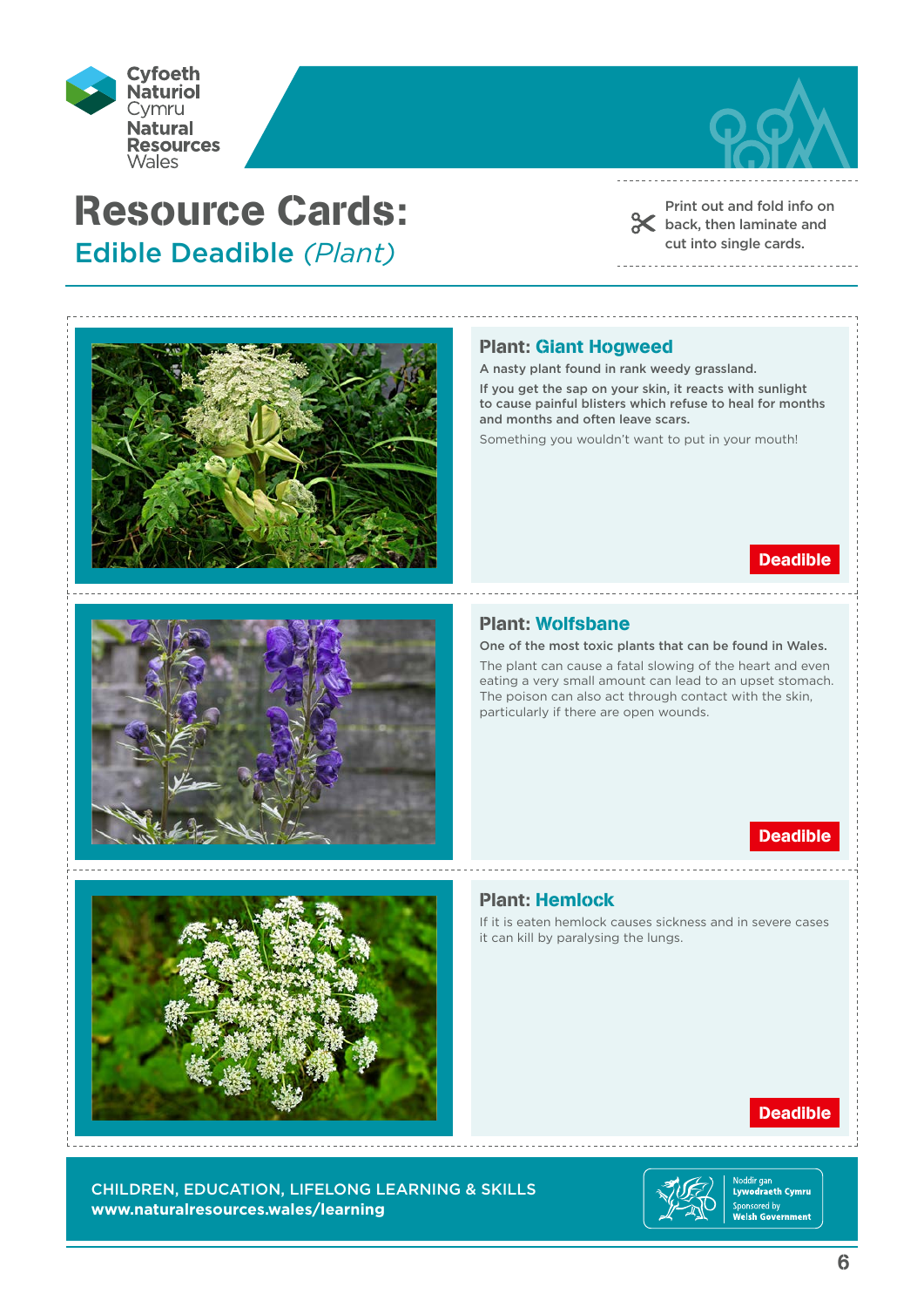Cyfoeth Naturiol Cymru
Natural Resources Wales

# Resource Cards:

## Edible Deadible *(Plant)*

Print out and fold info on back, then laminate and cut into single cards.

### Plant: Giant Hogweed

**A nasty plant found in rank weedy grassland.**

**If you get the sap on your skin, it reacts with sunlight to cause painful blisters which refuse to heal for months and months and often leave scars.**

Something you wouldn't want to put in your mouth!

**Deadible**

### Plant: Wolfsbane

**One of the most toxic plants that can be found in Wales.**

The plant can cause a fatal slowing of the heart and even eating a very small amount can lead to an upset stomach. The poison can also act through contact with the skin, particularly if there are open wounds.

**Deadible**

### Plant: Hemlock

If it is eaten hemlock causes sickness and in severe cases it can kill by paralysing the lungs.

**Deadible**

CHILDREN, EDUCATION, LIFELONG LEARNING & SKILLS
**www.naturalresources.wales/learning**

Noddir gan Lywodraeth Cymru
Sponsored by Welsh Government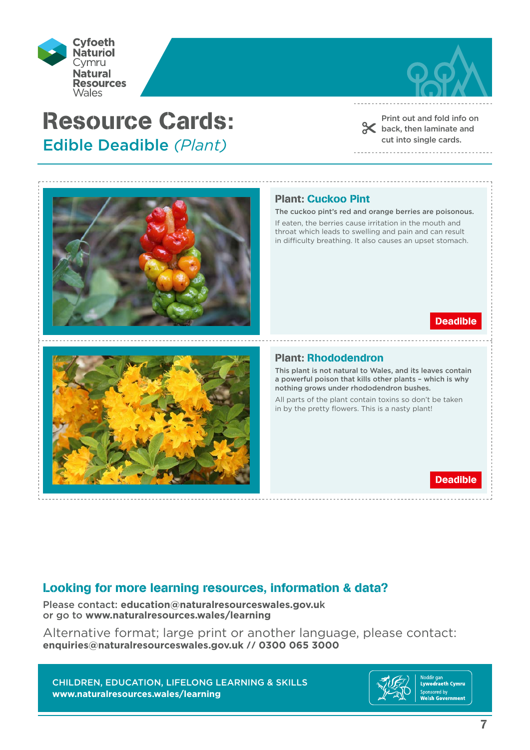Cyfoeth Naturiol Cymru
Natural Resources Wales

# Resource Cards:

## Edible Deadible *(Plant)*

Print out and fold info on back, then laminate and cut into single cards.

### Plant: Cuckoo Pint

The cuckoo pint's red and orange berries are poisonous.

If eaten, the berries cause irritation in the mouth and throat which leads to swelling and pain and can result in difficulty breathing. It also causes an upset stomach.

**Deadible**

### Plant: Rhododendron

This plant is not natural to Wales, and its leaves contain a powerful poison that kills other plants – which is why nothing grows under rhododendron bushes.

All parts of the plant contain toxins so don't be taken in by the pretty flowers. This is a nasty plant!

**Deadible**

## Looking for more learning resources, information & data?

Please contact: **education@naturalresourceswales.gov.uk**
or go to **www.naturalresources.wales/learning**

Alternative format; large print or another language, please contact:
**enquiries@naturalresourceswales.gov.uk // 0300 065 3000**

CHILDREN, EDUCATION, LIFELONG LEARNING & SKILLS
**www.naturalresources.wales/learning**

Noddir gan Lywodraeth Cymru
Sponsored by Welsh Government